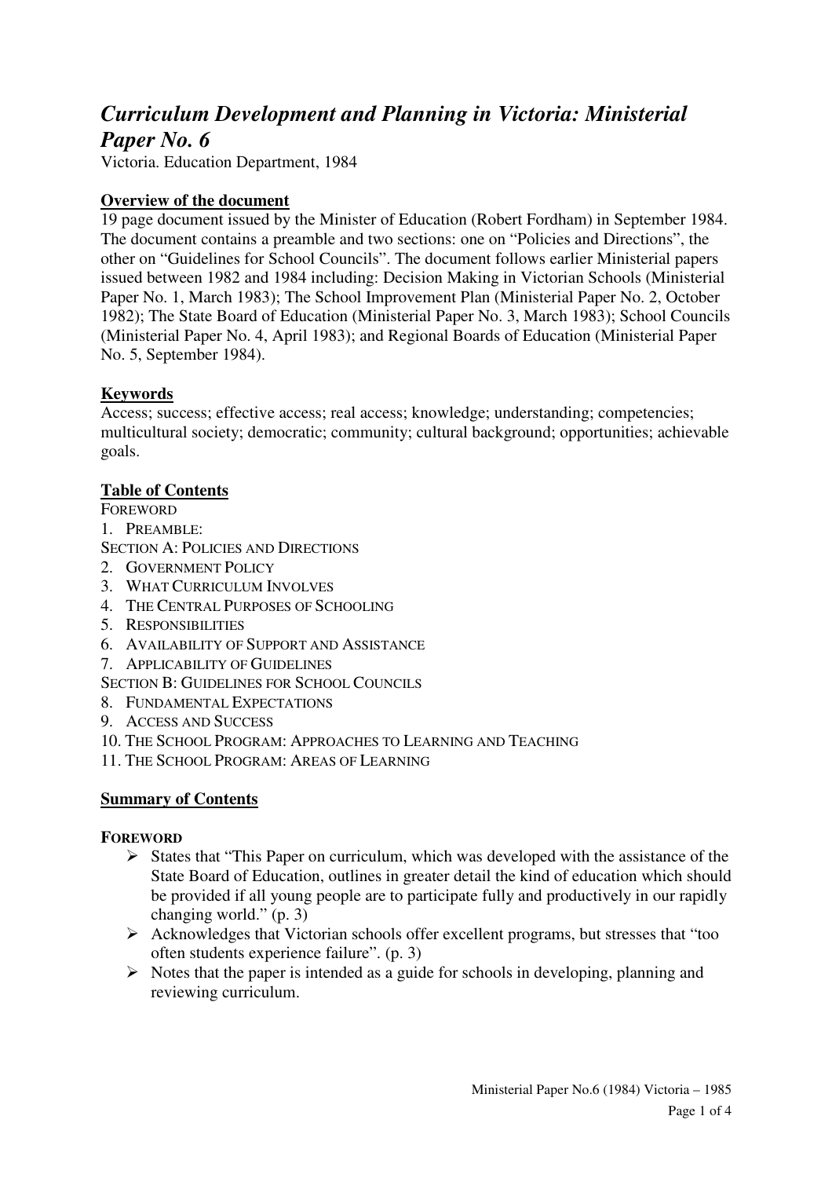# *Curriculum Development and Planning in Victoria: Ministerial Paper No. 6*

Victoria. Education Department, 1984

## Overview of the document

19 page document issued by the Minister of Education (Robert Fordham) in September 1984. The document contains a preamble and two sections: one on "Policies and Directions", the other on "Guidelines for School Councils". The document follows earlier Ministerial papers issued between 1982 and 1984 including: Decision Making in Victorian Schools (Ministerial Paper No. 1, March 1983); The School Improvement Plan (Ministerial Paper No. 2, October 1982); The State Board of Education (Ministerial Paper No. 3, March 1983); School Councils (Ministerial Paper No. 4, April 1983); and Regional Boards of Education (Ministerial Paper No. 5, September 1984).

## Keywords

Access; success; effective access; real access; knowledge; understanding; competencies; multicultural society; democratic; community; cultural background; opportunities; achievable goals.

## Table of Contents

FOREWORD

1. PREAMBLE:

SECTION A: POLICIES AND DIRECTIONS

2. GOVERNMENT POLICY
3. WHAT CURRICULUM INVOLVES
4. THE CENTRAL PURPOSES OF SCHOOLING
5. RESPONSIBILITIES
6. AVAILABILITY OF SUPPORT AND ASSISTANCE
7. APPLICABILITY OF GUIDELINES

SECTION B: GUIDELINES FOR SCHOOL COUNCILS

8. FUNDAMENTAL EXPECTATIONS
9. ACCESS AND SUCCESS
10. THE SCHOOL PROGRAM: APPROACHES TO LEARNING AND TEACHING
11. THE SCHOOL PROGRAM: AREAS OF LEARNING

## Summary of Contents

### FOREWORD

- States that "This Paper on curriculum, which was developed with the assistance of the State Board of Education, outlines in greater detail the kind of education which should be provided if all young people are to participate fully and productively in our rapidly changing world." (p. 3)
- Acknowledges that Victorian schools offer excellent programs, but stresses that "too often students experience failure". (p. 3)
- Notes that the paper is intended as a guide for schools in developing, planning and reviewing curriculum.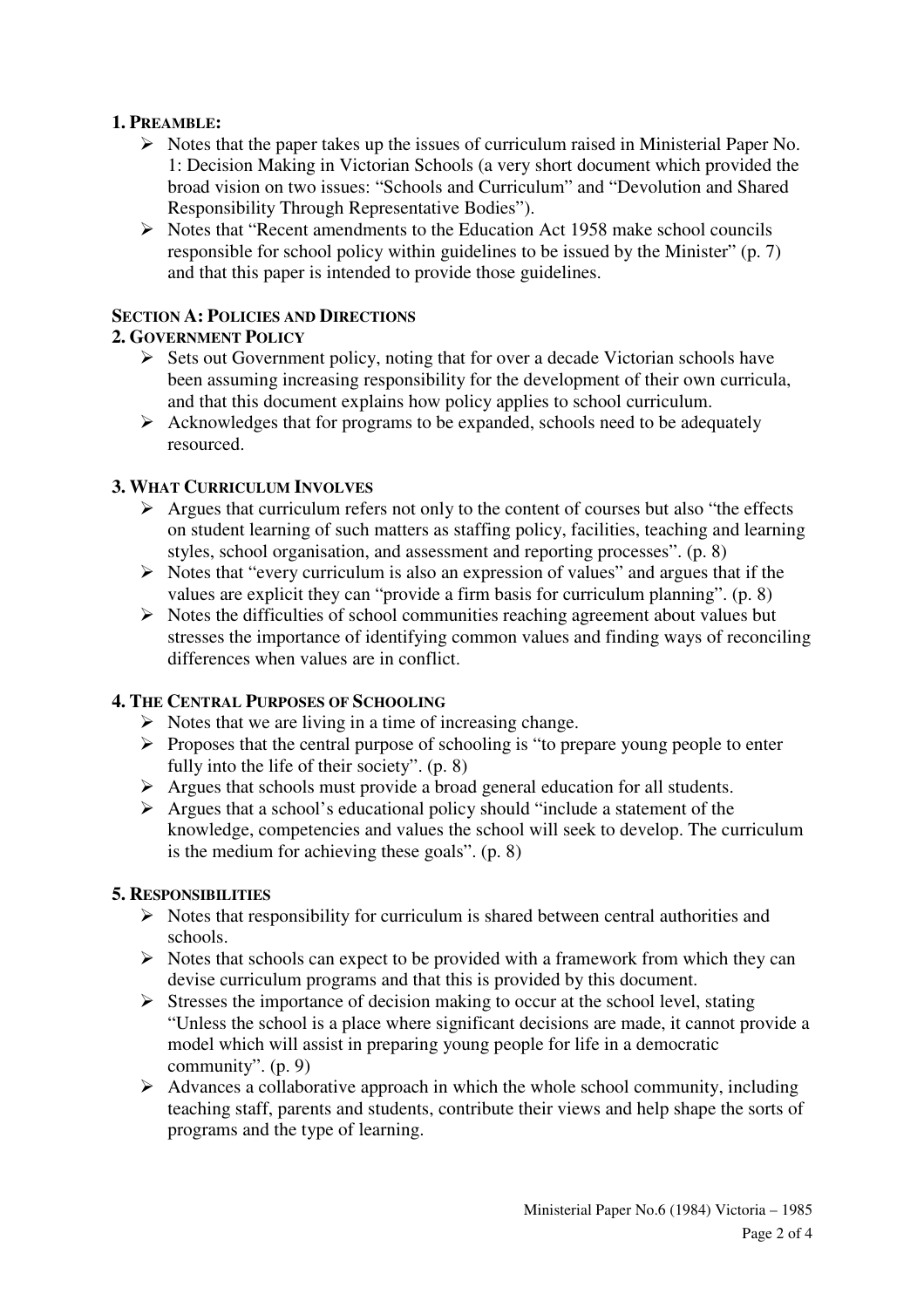## 1. Preamble:

- Notes that the paper takes up the issues of curriculum raised in Ministerial Paper No. 1: Decision Making in Victorian Schools (a very short document which provided the broad vision on two issues: "Schools and Curriculum" and "Devolution and Shared Responsibility Through Representative Bodies").
- Notes that "Recent amendments to the Education Act 1958 make school councils responsible for school policy within guidelines to be issued by the Minister" (p. 7) and that this paper is intended to provide those guidelines.

## Section A: Policies and Directions

### 2. Government Policy

- Sets out Government policy, noting that for over a decade Victorian schools have been assuming increasing responsibility for the development of their own curricula, and that this document explains how policy applies to school curriculum.
- Acknowledges that for programs to be expanded, schools need to be adequately resourced.

### 3. What Curriculum Involves

- Argues that curriculum refers not only to the content of courses but also "the effects on student learning of such matters as staffing policy, facilities, teaching and learning styles, school organisation, and assessment and reporting processes". (p. 8)
- Notes that "every curriculum is also an expression of values" and argues that if the values are explicit they can "provide a firm basis for curriculum planning". (p. 8)
- Notes the difficulties of school communities reaching agreement about values but stresses the importance of identifying common values and finding ways of reconciling differences when values are in conflict.

### 4. The Central Purposes of Schooling

- Notes that we are living in a time of increasing change.
- Proposes that the central purpose of schooling is "to prepare young people to enter fully into the life of their society". (p. 8)
- Argues that schools must provide a broad general education for all students.
- Argues that a school's educational policy should "include a statement of the knowledge, competencies and values the school will seek to develop. The curriculum is the medium for achieving these goals". (p. 8)

### 5. Responsibilities

- Notes that responsibility for curriculum is shared between central authorities and schools.
- Notes that schools can expect to be provided with a framework from which they can devise curriculum programs and that this is provided by this document.
- Stresses the importance of decision making to occur at the school level, stating "Unless the school is a place where significant decisions are made, it cannot provide a model which will assist in preparing young people for life in a democratic community". (p. 9)
- Advances a collaborative approach in which the whole school community, including teaching staff, parents and students, contribute their views and help shape the sorts of programs and the type of learning.

Ministerial Paper No.6 (1984) Victoria – 1985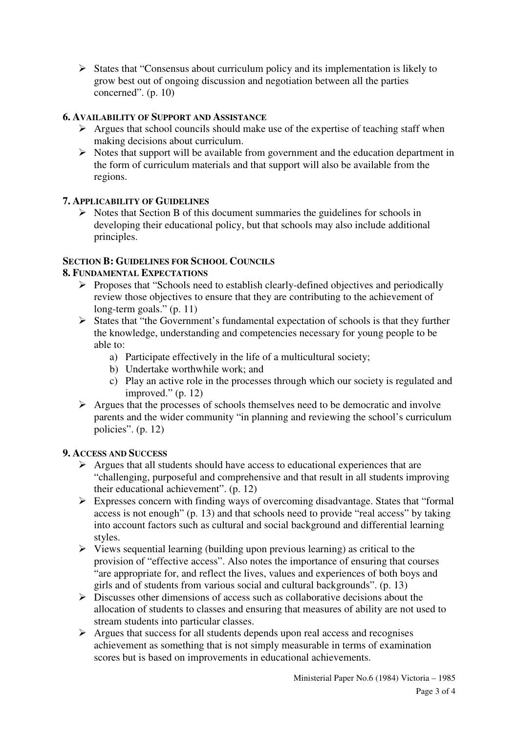- States that "Consensus about curriculum policy and its implementation is likely to grow best out of ongoing discussion and negotiation between all the parties concerned". (p. 10)

### 6. Availability of Support and Assistance

- Argues that school councils should make use of the expertise of teaching staff when making decisions about curriculum.
- Notes that support will be available from government and the education department in the form of curriculum materials and that support will also be available from the regions.

### 7. Applicability of Guidelines

- Notes that Section B of this document summaries the guidelines for schools in developing their educational policy, but that schools may also include additional principles.

## Section B: Guidelines for School Councils

### 8. Fundamental Expectations

- Proposes that "Schools need to establish clearly-defined objectives and periodically review those objectives to ensure that they are contributing to the achievement of long-term goals." (p. 11)
- States that "the Government's fundamental expectation of schools is that they further the knowledge, understanding and competencies necessary for young people to be able to:
    a) Participate effectively in the life of a multicultural society;
    b) Undertake worthwhile work; and
    c) Play an active role in the processes through which our society is regulated and improved." (p. 12)
- Argues that the processes of schools themselves need to be democratic and involve parents and the wider community "in planning and reviewing the school's curriculum policies". (p. 12)

### 9. Access and Success

- Argues that all students should have access to educational experiences that are "challenging, purposeful and comprehensive and that result in all students improving their educational achievement". (p. 12)
- Expresses concern with finding ways of overcoming disadvantage. States that "formal access is not enough" (p. 13) and that schools need to provide "real access" by taking into account factors such as cultural and social background and differential learning styles.
- Views sequential learning (building upon previous learning) as critical to the provision of "effective access". Also notes the importance of ensuring that courses "are appropriate for, and reflect the lives, values and experiences of both boys and girls and of students from various social and cultural backgrounds". (p. 13)
- Discusses other dimensions of access such as collaborative decisions about the allocation of students to classes and ensuring that measures of ability are not used to stream students into particular classes.
- Argues that success for all students depends upon real access and recognises achievement as something that is not simply measurable in terms of examination scores but is based on improvements in educational achievements.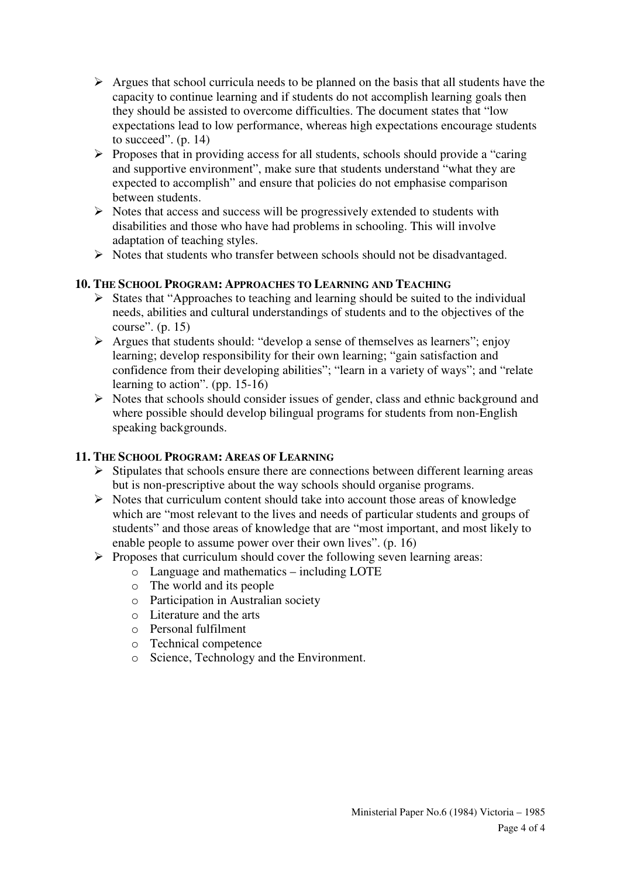- Argues that school curricula needs to be planned on the basis that all students have the capacity to continue learning and if students do not accomplish learning goals then they should be assisted to overcome difficulties. The document states that "low expectations lead to low performance, whereas high expectations encourage students to succeed". (p. 14)
- Proposes that in providing access for all students, schools should provide a "caring and supportive environment", make sure that students understand "what they are expected to accomplish" and ensure that policies do not emphasise comparison between students.
- Notes that access and success will be progressively extended to students with disabilities and those who have had problems in schooling. This will involve adaptation of teaching styles.
- Notes that students who transfer between schools should not be disadvantaged.

## 10. The School Program: Approaches to Learning and Teaching

- States that "Approaches to teaching and learning should be suited to the individual needs, abilities and cultural understandings of students and to the objectives of the course". (p. 15)
- Argues that students should: "develop a sense of themselves as learners"; enjoy learning; develop responsibility for their own learning; "gain satisfaction and confidence from their developing abilities"; "learn in a variety of ways"; and "relate learning to action". (pp. 15-16)
- Notes that schools should consider issues of gender, class and ethnic background and where possible should develop bilingual programs for students from non-English speaking backgrounds.

## 11. The School Program: Areas of Learning

- Stipulates that schools ensure there are connections between different learning areas but is non-prescriptive about the way schools should organise programs.
- Notes that curriculum content should take into account those areas of knowledge which are "most relevant to the lives and needs of particular students and groups of students" and those areas of knowledge that are "most important, and most likely to enable people to assume power over their own lives". (p. 16)
- Proposes that curriculum should cover the following seven learning areas:
  - Language and mathematics – including LOTE
  - The world and its people
  - Participation in Australian society
  - Literature and the arts
  - Personal fulfilment
  - Technical competence
  - Science, Technology and the Environment.